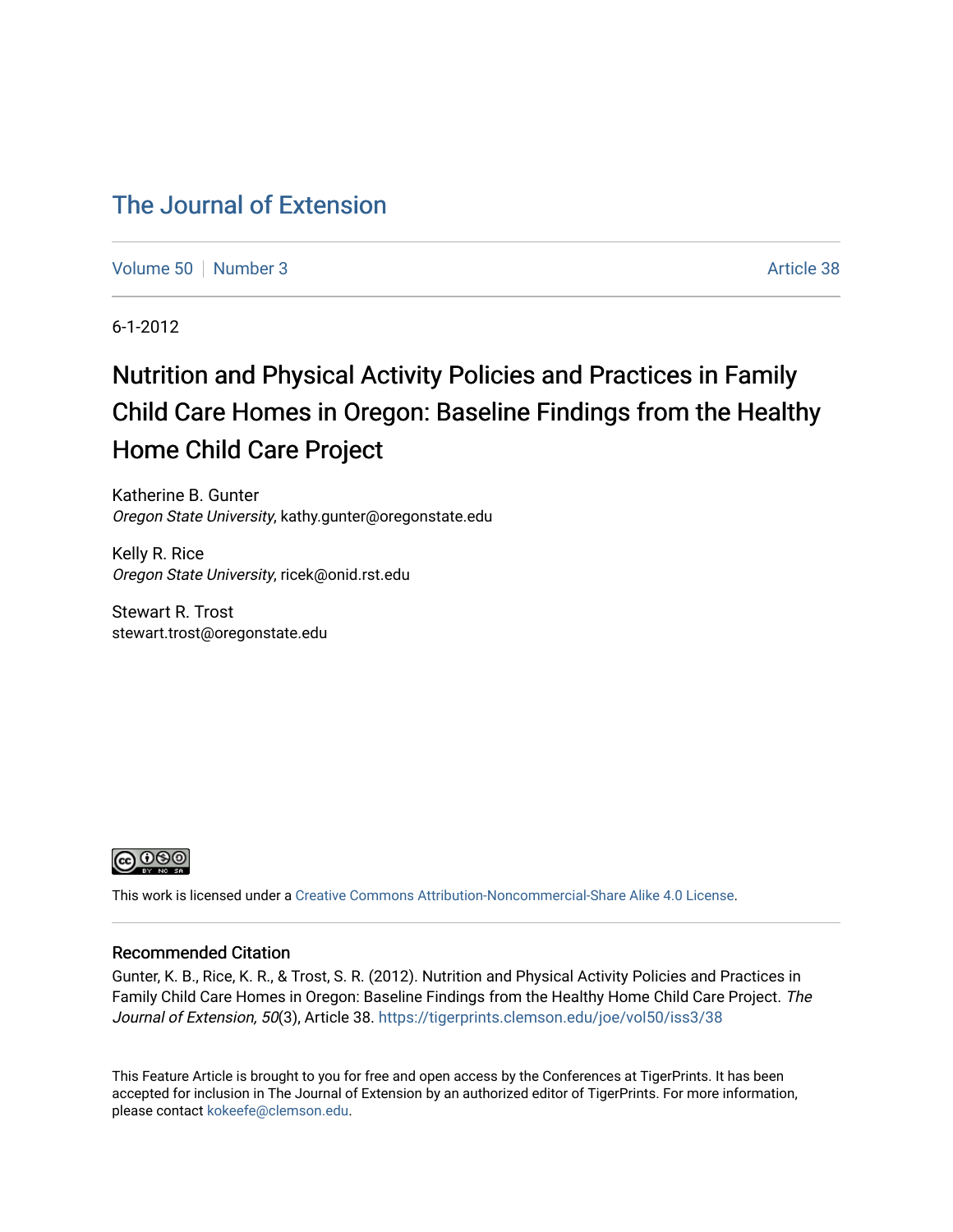# The Journal of Extension

Volume 50 | Number 3 | Article 38

6-1-2012

## Nutrition and Physical Activity Policies and Practices in Family Child Care Homes in Oregon: Baseline Findings from the Healthy Home Child Care Project

Katherine B. Gunter
*Oregon State University*, kathy.gunter@oregonstate.edu

Kelly R. Rice
*Oregon State University*, ricek@onid.rst.edu

Stewart R. Trost
stewart.trost@oregonstate.edu

This work is licensed under a Creative Commons Attribution-Noncommercial-Share Alike 4.0 License.

### Recommended Citation

Gunter, K. B., Rice, K. R., & Trost, S. R. (2012). Nutrition and Physical Activity Policies and Practices in Family Child Care Homes in Oregon: Baseline Findings from the Healthy Home Child Care Project. *The Journal of Extension, 50*(3), Article 38. https://tigerprints.clemson.edu/joe/vol50/iss3/38

This Feature Article is brought to you for free and open access by the Conferences at TigerPrints. It has been accepted for inclusion in The Journal of Extension by an authorized editor of TigerPrints. For more information, please contact kokeefe@clemson.edu.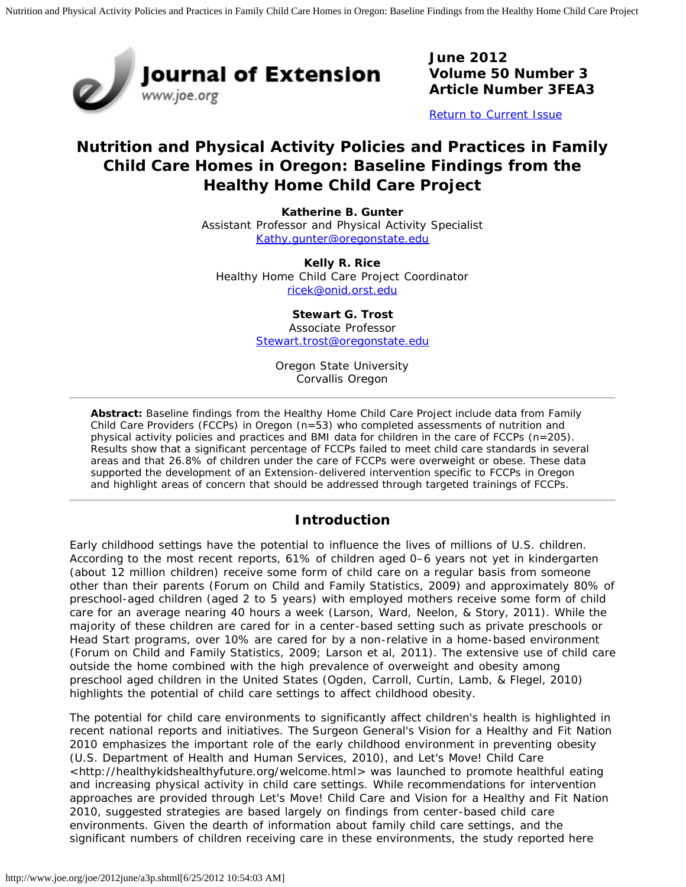# Journal of Extension

**June 2012**
**Volume 50 Number 3**
**Article Number 3FEA3**

[Return to Current Issue](#)

# Nutrition and Physical Activity Policies and Practices in Family Child Care Homes in Oregon: Baseline Findings from the Healthy Home Child Care Project

**Katherine B. Gunter**
Assistant Professor and Physical Activity Specialist
Kathy.gunter@oregonstate.edu

**Kelly R. Rice**
Healthy Home Child Care Project Coordinator
ricek@onid.orst.edu

**Stewart G. Trost**
Associate Professor
Stewart.trost@oregonstate.edu

Oregon State University
Corvallis Oregon

---

**Abstract:** Baseline findings from the Healthy Home Child Care Project include data from Family Child Care Providers (FCCPs) in Oregon (n=53) who completed assessments of nutrition and physical activity policies and practices and BMI data for children in the care of FCCPs (n=205). Results show that a significant percentage of FCCPs failed to meet child care standards in several areas and that 26.8% of children under the care of FCCPs were overweight or obese. These data supported the development of an Extension-delivered intervention specific to FCCPs in Oregon and highlight areas of concern that should be addressed through targeted trainings of FCCPs.

---

## Introduction

Early childhood settings have the potential to influence the lives of millions of U.S. children. According to the most recent reports, 61% of children aged 0–6 years not yet in kindergarten (about 12 million children) receive some form of child care on a regular basis from someone other than their parents (Forum on Child and Family Statistics, 2009) and approximately 80% of preschool-aged children (aged 2 to 5 years) with employed mothers receive some form of child care for an average nearing 40 hours a week (Larson, Ward, Neelon, & Story, 2011). While the majority of these children are cared for in a center-based setting such as private preschools or Head Start programs, over 10% are cared for by a non-relative in a home-based environment (Forum on Child and Family Statistics, 2009; Larson et al, 2011). The extensive use of child care outside the home combined with the high prevalence of overweight and obesity among preschool aged children in the United States (Ogden, Carroll, Curtin, Lamb, & Flegel, 2010) highlights the potential of child care settings to affect childhood obesity.

The potential for child care environments to significantly affect children's health is highlighted in recent national reports and initiatives. The Surgeon General's Vision for a Healthy and Fit Nation 2010 emphasizes the important role of the early childhood environment in preventing obesity (U.S. Department of Health and Human Services, 2010), and Let's Move! Child Care <http://healthykidshealthyfuture.org/welcome.html> was launched to promote healthful eating and increasing physical activity in child care settings. While recommendations for intervention approaches are provided through Let's Move! Child Care and Vision for a Healthy and Fit Nation 2010, suggested strategies are based largely on findings from center-based child care environments. Given the dearth of information about family child care settings, and the significant numbers of children receiving care in these environments, the study reported here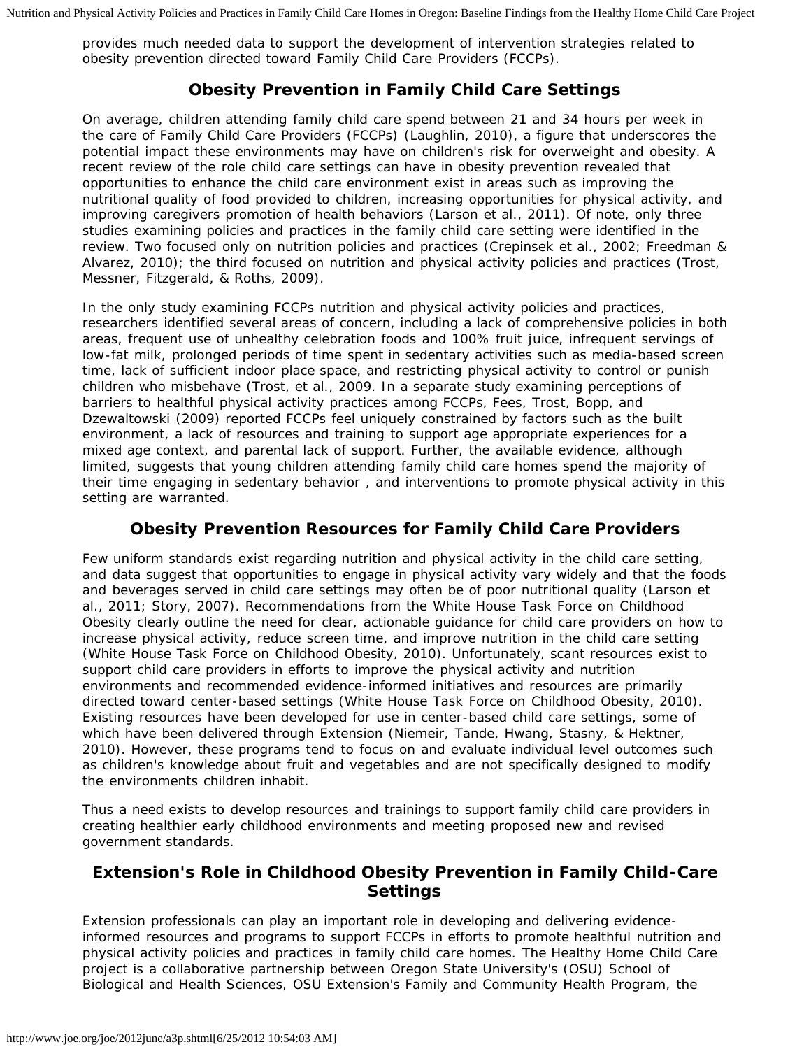provides much needed data to support the development of intervention strategies related to obesity prevention directed toward Family Child Care Providers (FCCPs).

## Obesity Prevention in Family Child Care Settings

On average, children attending family child care spend between 21 and 34 hours per week in the care of Family Child Care Providers (FCCPs) (Laughlin, 2010), a figure that underscores the potential impact these environments may have on children's risk for overweight and obesity. A recent review of the role child care settings can have in obesity prevention revealed that opportunities to enhance the child care environment exist in areas such as improving the nutritional quality of food provided to children, increasing opportunities for physical activity, and improving caregivers promotion of health behaviors (Larson et al., 2011). Of note, only three studies examining policies and practices in the family child care setting were identified in the review. Two focused only on nutrition policies and practices (Crepinsek et al., 2002; Freedman & Alvarez, 2010); the third focused on nutrition and physical activity policies and practices (Trost, Messner, Fitzgerald, & Roths, 2009).

In the only study examining FCCPs nutrition and physical activity policies and practices, researchers identified several areas of concern, including a lack of comprehensive policies in both areas, frequent use of unhealthy celebration foods and 100% fruit juice, infrequent servings of low-fat milk, prolonged periods of time spent in sedentary activities such as media-based screen time, lack of sufficient indoor place space, and restricting physical activity to control or punish children who misbehave (Trost, et al., 2009. In a separate study examining perceptions of barriers to healthful physical activity practices among FCCPs, Fees, Trost, Bopp, and Dzewaltowski (2009) reported FCCPs feel uniquely constrained by factors such as the built environment, a lack of resources and training to support age appropriate experiences for a mixed age context, and parental lack of support. Further, the available evidence, although limited, suggests that young children attending family child care homes spend the majority of their time engaging in sedentary behavior , and interventions to promote physical activity in this setting are warranted.

## Obesity Prevention Resources for Family Child Care Providers

Few uniform standards exist regarding nutrition and physical activity in the child care setting, and data suggest that opportunities to engage in physical activity vary widely and that the foods and beverages served in child care settings may often be of poor nutritional quality (Larson et al., 2011; Story, 2007). Recommendations from the White House Task Force on Childhood Obesity clearly outline the need for clear, actionable guidance for child care providers on how to increase physical activity, reduce screen time, and improve nutrition in the child care setting (White House Task Force on Childhood Obesity, 2010). Unfortunately, scant resources exist to support child care providers in efforts to improve the physical activity and nutrition environments and recommended evidence-informed initiatives and resources are primarily directed toward center-based settings (White House Task Force on Childhood Obesity, 2010). Existing resources have been developed for use in center-based child care settings, some of which have been delivered through Extension (Niemeir, Tande, Hwang, Stasny, & Hektner, 2010). However, these programs tend to focus on and evaluate individual level outcomes such as children's knowledge about fruit and vegetables and are not specifically designed to modify the environments children inhabit.

Thus a need exists to develop resources and trainings to support family child care providers in creating healthier early childhood environments and meeting proposed new and revised government standards.

## Extension's Role in Childhood Obesity Prevention in Family Child-Care Settings

Extension professionals can play an important role in developing and delivering evidence-informed resources and programs to support FCCPs in efforts to promote healthful nutrition and physical activity policies and practices in family child care homes. The Healthy Home Child Care project is a collaborative partnership between Oregon State University's (OSU) School of Biological and Health Sciences, OSU Extension's Family and Community Health Program, the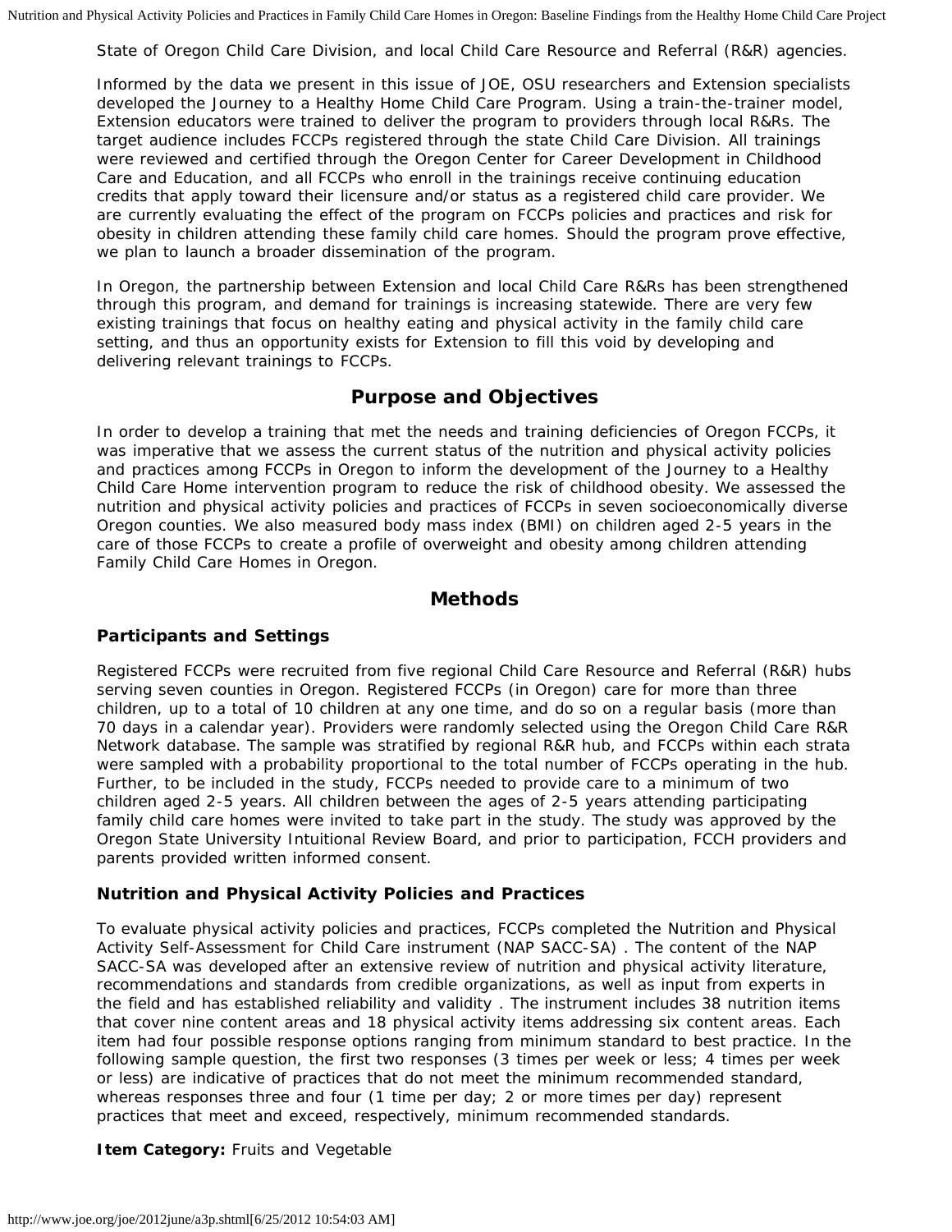State of Oregon Child Care Division, and local Child Care Resource and Referral (R&R) agencies.

Informed by the data we present in this issue of JOE, OSU researchers and Extension specialists developed the Journey to a Healthy Home Child Care Program. Using a train-the-trainer model, Extension educators were trained to deliver the program to providers through local R&Rs. The target audience includes FCCPs registered through the state Child Care Division. All trainings were reviewed and certified through the Oregon Center for Career Development in Childhood Care and Education, and all FCCPs who enroll in the trainings receive continuing education credits that apply toward their licensure and/or status as a registered child care provider. We are currently evaluating the effect of the program on FCCPs policies and practices and risk for obesity in children attending these family child care homes. Should the program prove effective, we plan to launch a broader dissemination of the program.

In Oregon, the partnership between Extension and local Child Care R&Rs has been strengthened through this program, and demand for trainings is increasing statewide. There are very few existing trainings that focus on healthy eating and physical activity in the family child care setting, and thus an opportunity exists for Extension to fill this void by developing and delivering relevant trainings to FCCPs.

## Purpose and Objectives

In order to develop a training that met the needs and training deficiencies of Oregon FCCPs, it was imperative that we assess the current status of the nutrition and physical activity policies and practices among FCCPs in Oregon to inform the development of the Journey to a Healthy Child Care Home intervention program to reduce the risk of childhood obesity. We assessed the nutrition and physical activity policies and practices of FCCPs in seven socioeconomically diverse Oregon counties. We also measured body mass index (BMI) on children aged 2-5 years in the care of those FCCPs to create a profile of overweight and obesity among children attending Family Child Care Homes in Oregon.

## Methods

### Participants and Settings

Registered FCCPs were recruited from five regional Child Care Resource and Referral (R&R) hubs serving seven counties in Oregon. Registered FCCPs (in Oregon) care for more than three children, up to a total of 10 children at any one time, and do so on a regular basis (more than 70 days in a calendar year). Providers were randomly selected using the Oregon Child Care R&R Network database. The sample was stratified by regional R&R hub, and FCCPs within each strata were sampled with a probability proportional to the total number of FCCPs operating in the hub. Further, to be included in the study, FCCPs needed to provide care to a minimum of two children aged 2-5 years. All children between the ages of 2-5 years attending participating family child care homes were invited to take part in the study. The study was approved by the Oregon State University Intuitional Review Board, and prior to participation, FCCH providers and parents provided written informed consent.

### Nutrition and Physical Activity Policies and Practices

To evaluate physical activity policies and practices, FCCPs completed the Nutrition and Physical Activity Self-Assessment for Child Care instrument (NAP SACC-SA) . The content of the NAP SACC-SA was developed after an extensive review of nutrition and physical activity literature, recommendations and standards from credible organizations, as well as input from experts in the field and has established reliability and validity . The instrument includes 38 nutrition items that cover nine content areas and 18 physical activity items addressing six content areas. Each item had four possible response options ranging from minimum standard to best practice. In the following sample question, the first two responses (3 times per week or less; 4 times per week or less) are indicative of practices that do not meet the minimum recommended standard, whereas responses three and four (1 time per day; 2 or more times per day) represent practices that meet and exceed, respectively, minimum recommended standards.

**Item Category:** Fruits and Vegetable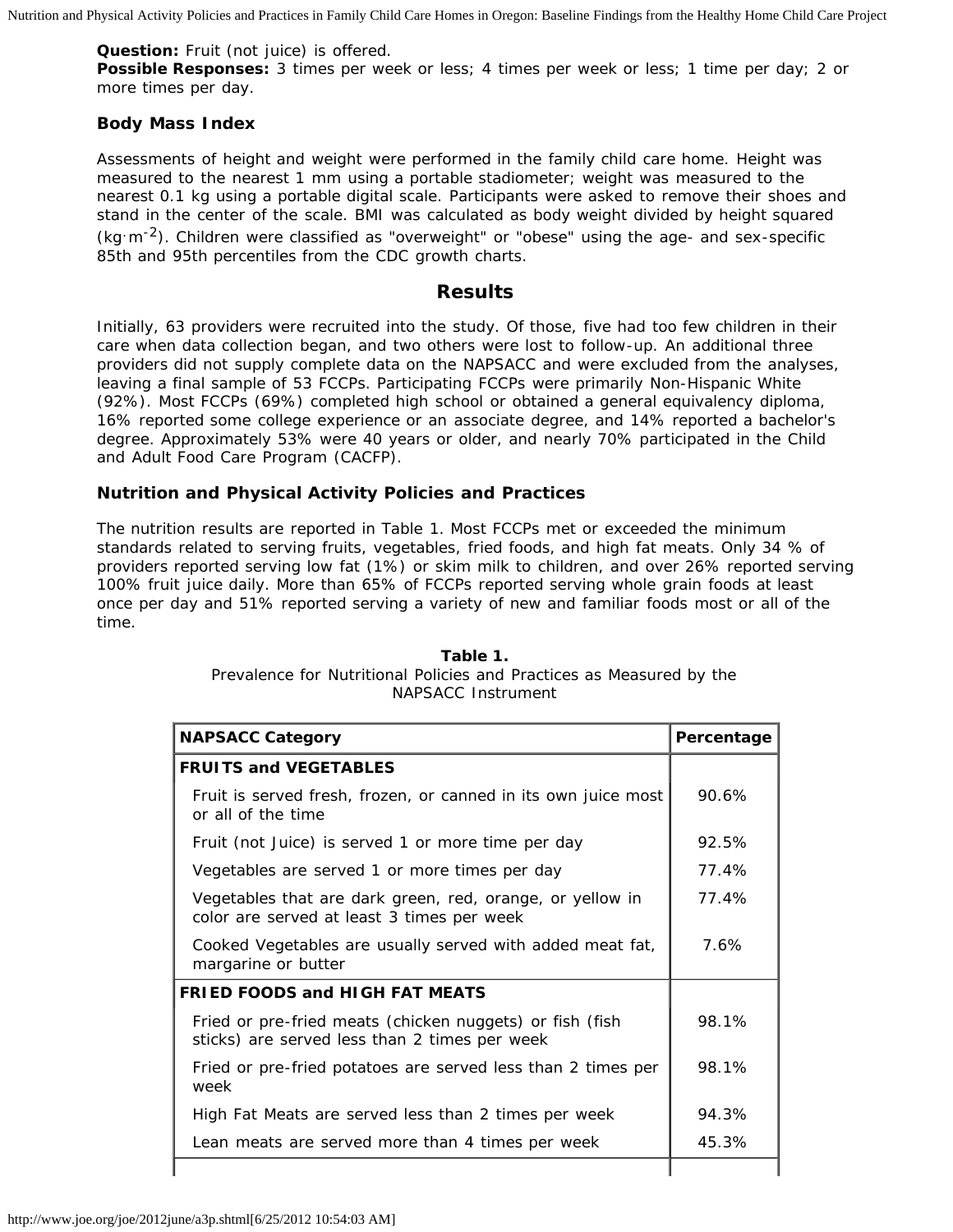**Question:** Fruit (not juice) is offered.
**Possible Responses:** 3 times per week or less; 4 times per week or less; 1 time per day; 2 or more times per day.

### Body Mass Index

Assessments of height and weight were performed in the family child care home. Height was measured to the nearest 1 mm using a portable stadiometer; weight was measured to the nearest 0.1 kg using a portable digital scale. Participants were asked to remove their shoes and stand in the center of the scale. BMI was calculated as body weight divided by height squared ($kg \cdot m^{-2}$). Children were classified as "overweight" or "obese" using the age- and sex-specific 85th and 95th percentiles from the CDC growth charts.

## Results

Initially, 63 providers were recruited into the study. Of those, five had too few children in their care when data collection began, and two others were lost to follow-up. An additional three providers did not supply complete data on the NAPSACC and were excluded from the analyses, leaving a final sample of 53 FCCPs. Participating FCCPs were primarily Non-Hispanic White (92%). Most FCCPs (69%) completed high school or obtained a general equivalency diploma, 16% reported some college experience or an associate degree, and 14% reported a bachelor's degree. Approximately 53% were 40 years or older, and nearly 70% participated in the Child and Adult Food Care Program (CACFP).

### Nutrition and Physical Activity Policies and Practices

The nutrition results are reported in Table 1. Most FCCPs met or exceeded the minimum standards related to serving fruits, vegetables, fried foods, and high fat meats. Only 34 % of providers reported serving low fat (1%) or skim milk to children, and over 26% reported serving 100% fruit juice daily. More than 65% of FCCPs reported serving whole grain foods at least once per day and 51% reported serving a variety of new and familiar foods most or all of the time.

**Table 1.**
Prevalence for Nutritional Policies and Practices as Measured by the NAPSACC Instrument

| NAPSACC Category | Percentage |
|---|---|
| **FRUITS and VEGETABLES** | |
| Fruit is served fresh, frozen, or canned in its own juice most or all of the time | 90.6% |
| Fruit (not Juice) is served 1 or more time per day | 92.5% |
| Vegetables are served 1 or more times per day | 77.4% |
| Vegetables that are dark green, red, orange, or yellow in color are served at least 3 times per week | 77.4% |
| Cooked Vegetables are usually served with added meat fat, margarine or butter | 7.6% |
| **FRIED FOODS and HIGH FAT MEATS** | |
| Fried or pre-fried meats (chicken nuggets) or fish (fish sticks) are served less than 2 times per week | 98.1% |
| Fried or pre-fried potatoes are served less than 2 times per week | 98.1% |
| High Fat Meats are served less than 2 times per week | 94.3% |
| Lean meats are served more than 4 times per week | 45.3% |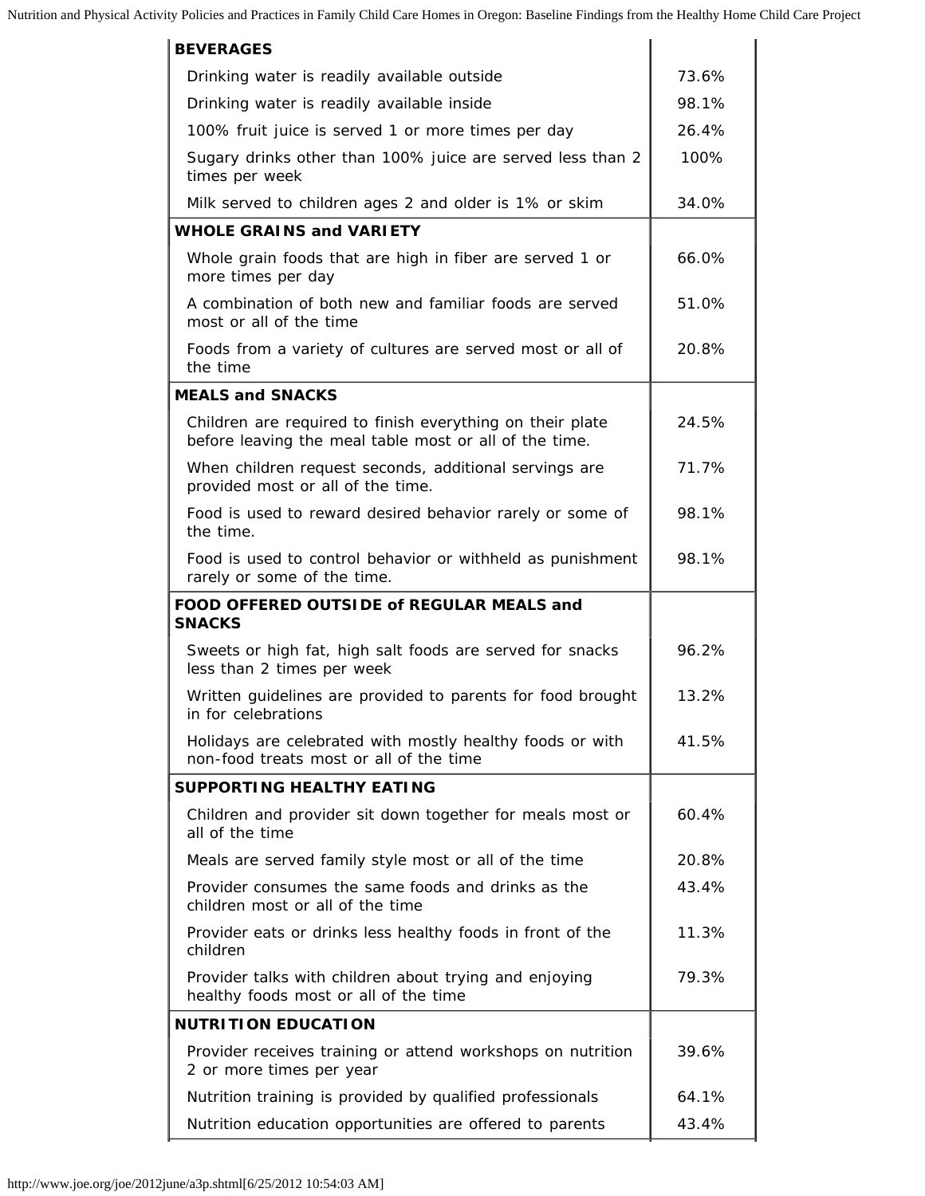| | |
|---|---|
| **BEVERAGES** | |
| Drinking water is readily available outside | 73.6% |
| Drinking water is readily available inside | 98.1% |
| 100% fruit juice is served 1 or more times per day | 26.4% |
| Sugary drinks other than 100% juice are served less than 2 times per week | 100% |
| Milk served to children ages 2 and older is 1% or skim | 34.0% |
| **WHOLE GRAINS and VARIETY** | |
| Whole grain foods that are high in fiber are served 1 or more times per day | 66.0% |
| A combination of both new and familiar foods are served most or all of the time | 51.0% |
| Foods from a variety of cultures are served most or all of the time | 20.8% |
| **MEALS and SNACKS** | |
| Children are required to finish everything on their plate before leaving the meal table most or all of the time. | 24.5% |
| When children request seconds, additional servings are provided most or all of the time. | 71.7% |
| Food is used to reward desired behavior rarely or some of the time. | 98.1% |
| Food is used to control behavior or withheld as punishment rarely or some of the time. | 98.1% |
| **FOOD OFFERED OUTSIDE of REGULAR MEALS and SNACKS** | |
| Sweets or high fat, high salt foods are served for snacks less than 2 times per week | 96.2% |
| Written guidelines are provided to parents for food brought in for celebrations | 13.2% |
| Holidays are celebrated with mostly healthy foods or with non-food treats most or all of the time | 41.5% |
| **SUPPORTING HEALTHY EATING** | |
| Children and provider sit down together for meals most or all of the time | 60.4% |
| Meals are served family style most or all of the time | 20.8% |
| Provider consumes the same foods and drinks as the children most or all of the time | 43.4% |
| Provider eats or drinks less healthy foods in front of the children | 11.3% |
| Provider talks with children about trying and enjoying healthy foods most or all of the time | 79.3% |
| **NUTRITION EDUCATION** | |
| Provider receives training or attend workshops on nutrition 2 or more times per year | 39.6% |
| Nutrition training is provided by qualified professionals | 64.1% |
| Nutrition education opportunities are offered to parents | 43.4% |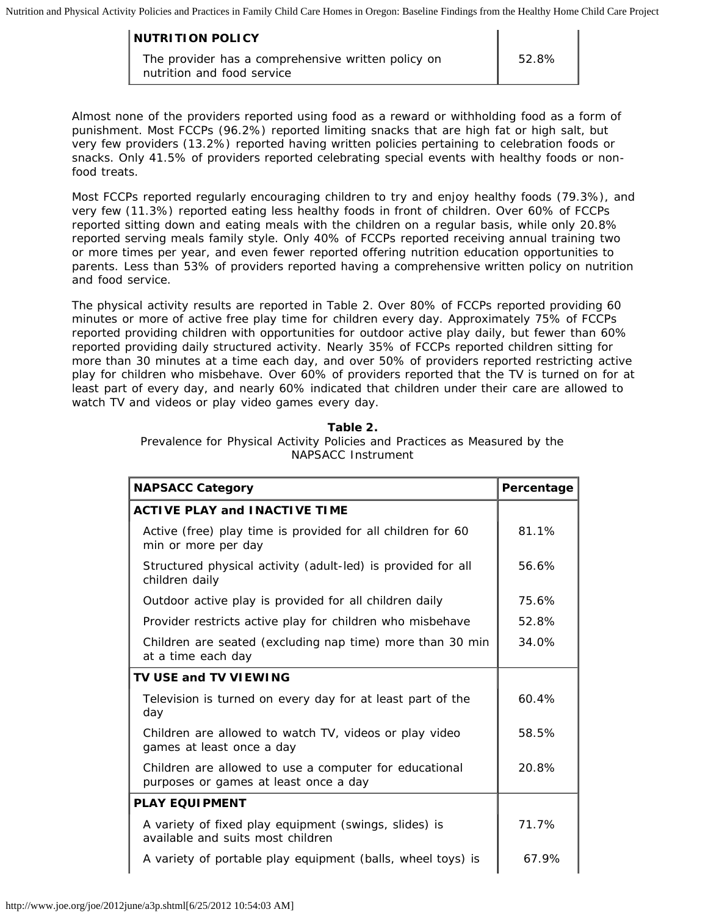| NUTRITION POLICY | |
| --- | --- |
| The provider has a comprehensive written policy on nutrition and food service | 52.8% |

Almost none of the providers reported using food as a reward or withholding food as a form of punishment. Most FCCPs (96.2%) reported limiting snacks that are high fat or high salt, but very few providers (13.2%) reported having written policies pertaining to celebration foods or snacks. Only 41.5% of providers reported celebrating special events with healthy foods or non-food treats.

Most FCCPs reported regularly encouraging children to try and enjoy healthy foods (79.3%), and very few (11.3%) reported eating less healthy foods in front of children. Over 60% of FCCPs reported sitting down and eating meals with the children on a regular basis, while only 20.8% reported serving meals family style. Only 40% of FCCPs reported receiving annual training two or more times per year, and even fewer reported offering nutrition education opportunities to parents. Less than 53% of providers reported having a comprehensive written policy on nutrition and food service.

The physical activity results are reported in Table 2. Over 80% of FCCPs reported providing 60 minutes or more of active free play time for children every day. Approximately 75% of FCCPs reported providing children with opportunities for outdoor active play daily, but fewer than 60% reported providing daily structured activity. Nearly 35% of FCCPs reported children sitting for more than 30 minutes at a time each day, and over 50% of providers reported restricting active play for children who misbehave. Over 60% of providers reported that the TV is turned on for at least part of every day, and nearly 60% indicated that children under their care are allowed to watch TV and videos or play video games every day.

**Table 2.**
Prevalence for Physical Activity Policies and Practices as Measured by the NAPSACC Instrument

| NAPSACC Category | Percentage |
| --- | --- |
| **ACTIVE PLAY and INACTIVE TIME** | |
| Active (free) play time is provided for all children for 60 min or more per day | 81.1% |
| Structured physical activity (adult-led) is provided for all children daily | 56.6% |
| Outdoor active play is provided for all children daily | 75.6% |
| Provider restricts active play for children who misbehave | 52.8% |
| Children are seated (excluding nap time) more than 30 min at a time each day | 34.0% |
| **TV USE and TV VIEWING** | |
| Television is turned on every day for at least part of the day | 60.4% |
| Children are allowed to watch TV, videos or play video games at least once a day | 58.5% |
| Children are allowed to use a computer for educational purposes or games at least once a day | 20.8% |
| **PLAY EQUIPMENT** | |
| A variety of fixed play equipment (swings, slides) is available and suits most children | 71.7% |
| A variety of portable play equipment (balls, wheel toys) is | 67.9% |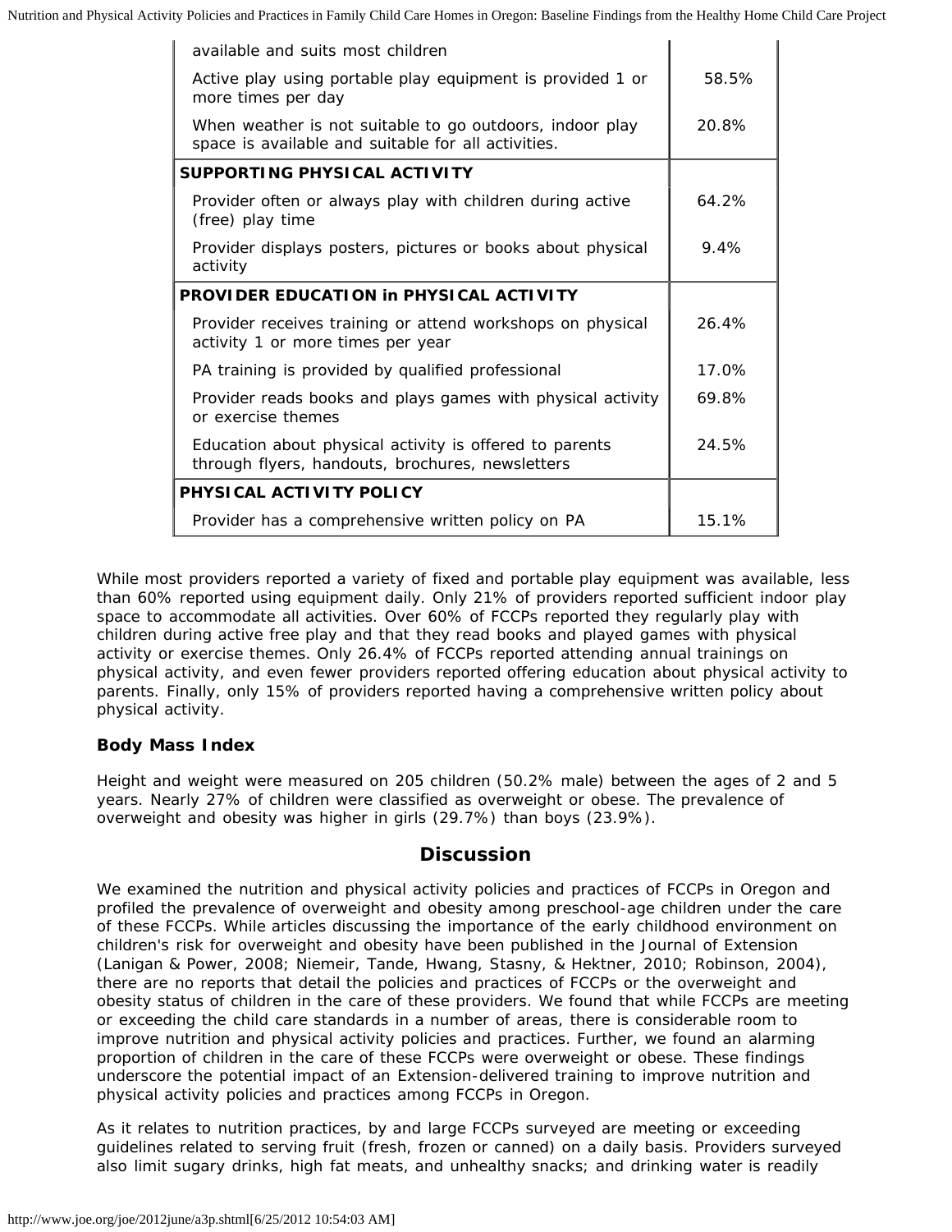| | |
|---|---|
| available and suits most children | |
| Active play using portable play equipment is provided 1 or more times per day | 58.5% |
| When weather is not suitable to go outdoors, indoor play space is available and suitable for all activities. | 20.8% |
| **SUPPORTING PHYSICAL ACTIVITY** | |
| Provider often or always play with children during active (free) play time | 64.2% |
| Provider displays posters, pictures or books about physical activity | 9.4% |
| **PROVIDER EDUCATION in PHYSICAL ACTIVITY** | |
| Provider receives training or attend workshops on physical activity 1 or more times per year | 26.4% |
| PA training is provided by qualified professional | 17.0% |
| Provider reads books and plays games with physical activity or exercise themes | 69.8% |
| Education about physical activity is offered to parents through flyers, handouts, brochures, newsletters | 24.5% |
| **PHYSICAL ACTIVITY POLICY** | |
| Provider has a comprehensive written policy on PA | 15.1% |

While most providers reported a variety of fixed and portable play equipment was available, less than 60% reported using equipment daily. Only 21% of providers reported sufficient indoor play space to accommodate all activities. Over 60% of FCCPs reported they regularly play with children during active free play and that they read books and played games with physical activity or exercise themes. Only 26.4% of FCCPs reported attending annual trainings on physical activity, and even fewer providers reported offering education about physical activity to parents. Finally, only 15% of providers reported having a comprehensive written policy about physical activity.

### Body Mass Index

Height and weight were measured on 205 children (50.2% male) between the ages of 2 and 5 years. Nearly 27% of children were classified as overweight or obese. The prevalence of overweight and obesity was higher in girls (29.7%) than boys (23.9%).

## Discussion

We examined the nutrition and physical activity policies and practices of FCCPs in Oregon and profiled the prevalence of overweight and obesity among preschool-age children under the care of these FCCPs. While articles discussing the importance of the early childhood environment on children's risk for overweight and obesity have been published in the Journal of Extension (Lanigan & Power, 2008; Niemeir, Tande, Hwang, Stasny, & Hektner, 2010; Robinson, 2004), there are no reports that detail the policies and practices of FCCPs or the overweight and obesity status of children in the care of these providers. We found that while FCCPs are meeting or exceeding the child care standards in a number of areas, there is considerable room to improve nutrition and physical activity policies and practices. Further, we found an alarming proportion of children in the care of these FCCPs were overweight or obese. These findings underscore the potential impact of an Extension-delivered training to improve nutrition and physical activity policies and practices among FCCPs in Oregon.

As it relates to nutrition practices, by and large FCCPs surveyed are meeting or exceeding guidelines related to serving fruit (fresh, frozen or canned) on a daily basis. Providers surveyed also limit sugary drinks, high fat meats, and unhealthy snacks; and drinking water is readily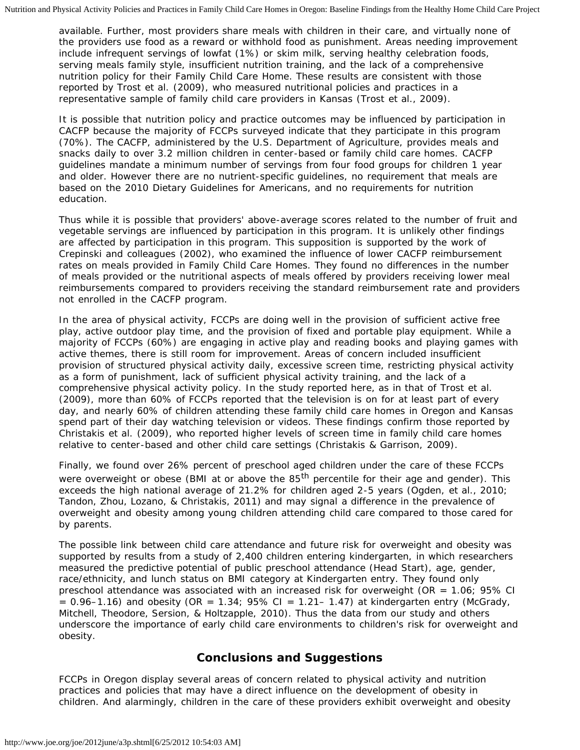available. Further, most providers share meals with children in their care, and virtually none of the providers use food as a reward or withhold food as punishment. Areas needing improvement include infrequent servings of lowfat (1%) or skim milk, serving healthy celebration foods, serving meals family style, insufficient nutrition training, and the lack of a comprehensive nutrition policy for their Family Child Care Home. These results are consistent with those reported by Trost et al. (2009), who measured nutritional policies and practices in a representative sample of family child care providers in Kansas (Trost et al., 2009).

It is possible that nutrition policy and practice outcomes may be influenced by participation in CACFP because the majority of FCCPs surveyed indicate that they participate in this program (70%). The CACFP, administered by the U.S. Department of Agriculture, provides meals and snacks daily to over 3.2 million children in center-based or family child care homes. CACFP guidelines mandate a minimum number of servings from four food groups for children 1 year and older. However there are no nutrient-specific guidelines, no requirement that meals are based on the 2010 Dietary Guidelines for Americans, and no requirements for nutrition education.

Thus while it is possible that providers' above-average scores related to the number of fruit and vegetable servings are influenced by participation in this program. It is unlikely other findings are affected by participation in this program. This supposition is supported by the work of Crepinski and colleagues (2002), who examined the influence of lower CACFP reimbursement rates on meals provided in Family Child Care Homes. They found no differences in the number of meals provided or the nutritional aspects of meals offered by providers receiving lower meal reimbursements compared to providers receiving the standard reimbursement rate and providers not enrolled in the CACFP program.

In the area of physical activity, FCCPs are doing well in the provision of sufficient active free play, active outdoor play time, and the provision of fixed and portable play equipment. While a majority of FCCPs (60%) are engaging in active play and reading books and playing games with active themes, there is still room for improvement. Areas of concern included insufficient provision of structured physical activity daily, excessive screen time, restricting physical activity as a form of punishment, lack of sufficient physical activity training, and the lack of a comprehensive physical activity policy. In the study reported here, as in that of Trost et al. (2009), more than 60% of FCCPs reported that the television is on for at least part of every day, and nearly 60% of children attending these family child care homes in Oregon and Kansas spend part of their day watching television or videos. These findings confirm those reported by Christakis et al. (2009), who reported higher levels of screen time in family child care homes relative to center-based and other child care settings (Christakis & Garrison, 2009).

Finally, we found over 26% percent of preschool aged children under the care of these FCCPs were overweight or obese (BMI at or above the 85th percentile for their age and gender). This exceeds the high national average of 21.2% for children aged 2-5 years (Ogden, et al., 2010; Tandon, Zhou, Lozano, & Christakis, 2011) and may signal a difference in the prevalence of overweight and obesity among young children attending child care compared to those cared for by parents.

The possible link between child care attendance and future risk for overweight and obesity was supported by results from a study of 2,400 children entering kindergarten, in which researchers measured the predictive potential of public preschool attendance (Head Start), age, gender, race/ethnicity, and lunch status on BMI category at Kindergarten entry. They found only preschool attendance was associated with an increased risk for overweight (OR = 1.06; 95% CI = 0.96–1.16) and obesity (OR = 1.34; 95% CI = 1.21– 1.47) at kindergarten entry (McGrady, Mitchell, Theodore, Sersion, & Holtzapple, 2010). Thus the data from our study and others underscore the importance of early child care environments to children's risk for overweight and obesity.

## Conclusions and Suggestions

FCCPs in Oregon display several areas of concern related to physical activity and nutrition practices and policies that may have a direct influence on the development of obesity in children. And alarmingly, children in the care of these providers exhibit overweight and obesity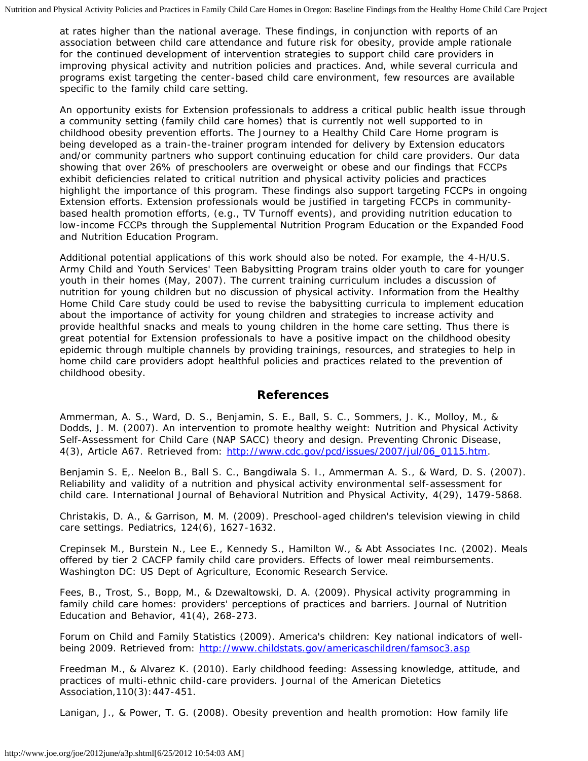at rates higher than the national average. These findings, in conjunction with reports of an association between child care attendance and future risk for obesity, provide ample rationale for the continued development of intervention strategies to support child care providers in improving physical activity and nutrition policies and practices. And, while several curricula and programs exist targeting the center-based child care environment, few resources are available specific to the family child care setting.

An opportunity exists for Extension professionals to address a critical public health issue through a community setting (family child care homes) that is currently not well supported to in childhood obesity prevention efforts. The Journey to a Healthy Child Care Home program is being developed as a train-the-trainer program intended for delivery by Extension educators and/or community partners who support continuing education for child care providers. Our data showing that over 26% of preschoolers are overweight or obese and our findings that FCCPs exhibit deficiencies related to critical nutrition and physical activity policies and practices highlight the importance of this program. These findings also support targeting FCCPs in ongoing Extension efforts. Extension professionals would be justified in targeting FCCPs in community-based health promotion efforts, (e.g., TV Turnoff events), and providing nutrition education to low-income FCCPs through the Supplemental Nutrition Program Education or the Expanded Food and Nutrition Education Program.

Additional potential applications of this work should also be noted. For example, the 4-H/U.S. Army Child and Youth Services' Teen Babysitting Program trains older youth to care for younger youth in their homes (May, 2007). The current training curriculum includes a discussion of nutrition for young children but no discussion of physical activity. Information from the Healthy Home Child Care study could be used to revise the babysitting curricula to implement education about the importance of activity for young children and strategies to increase activity and provide healthful snacks and meals to young children in the home care setting. Thus there is great potential for Extension professionals to have a positive impact on the childhood obesity epidemic through multiple channels by providing trainings, resources, and strategies to help in home child care providers adopt healthful policies and practices related to the prevention of childhood obesity.

## References

Ammerman, A. S., Ward, D. S., Benjamin, S. E., Ball, S. C., Sommers, J. K., Molloy, M., & Dodds, J. M. (2007). An intervention to promote healthy weight: Nutrition and Physical Activity Self-Assessment for Child Care (NAP SACC) theory and design. Preventing Chronic Disease, 4(3), Article A67. Retrieved from: http://www.cdc.gov/pcd/issues/2007/jul/06_0115.htm.

Benjamin S. E,. Neelon B., Ball S. C., Bangdiwala S. I., Ammerman A. S., & Ward, D. S. (2007). Reliability and validity of a nutrition and physical activity environmental self-assessment for child care. International Journal of Behavioral Nutrition and Physical Activity, 4(29), 1479-5868.

Christakis, D. A., & Garrison, M. M. (2009). Preschool-aged children's television viewing in child care settings. Pediatrics, 124(6), 1627-1632.

Crepinsek M., Burstein N., Lee E., Kennedy S., Hamilton W., & Abt Associates Inc. (2002). Meals offered by tier 2 CACFP family child care providers. Effects of lower meal reimbursements. Washington DC: US Dept of Agriculture, Economic Research Service.

Fees, B., Trost, S., Bopp, M., & Dzewaltowski, D. A. (2009). Physical activity programming in family child care homes: providers' perceptions of practices and barriers. Journal of Nutrition Education and Behavior, 41(4), 268-273.

Forum on Child and Family Statistics (2009). America's children: Key national indicators of well-being 2009. Retrieved from: http://www.childstats.gov/americaschildren/famsoc3.asp

Freedman M., & Alvarez K. (2010). Early childhood feeding: Assessing knowledge, attitude, and practices of multi-ethnic child-care providers. Journal of the American Dietetics Association,110(3):447-451.

Lanigan, J., & Power, T. G. (2008). Obesity prevention and health promotion: How family life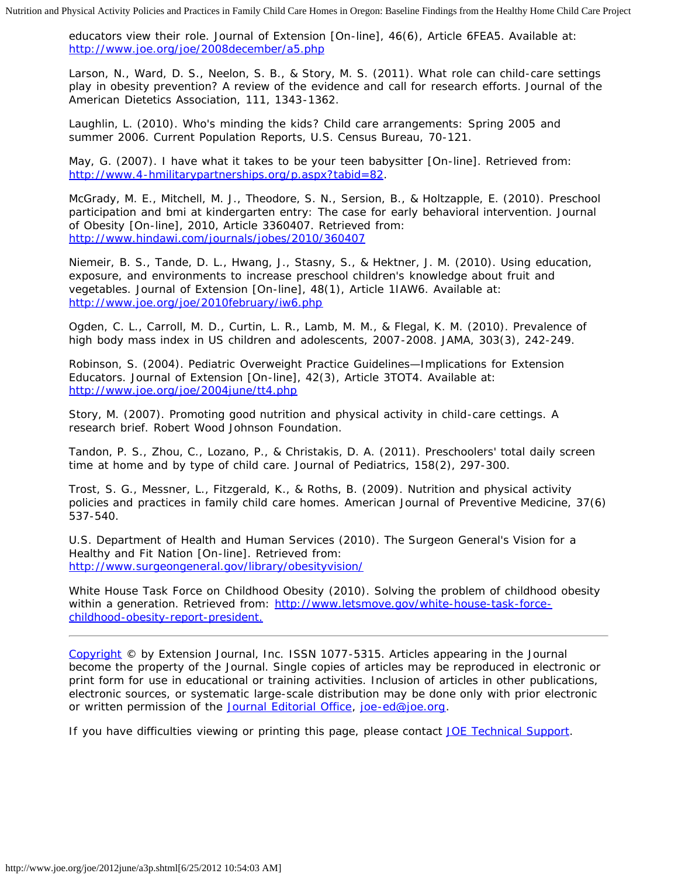educators view their role. Journal of Extension [On-line], 46(6), Article 6FEA5. Available at: [http://www.joe.org/joe/2008december/a5.php](http://www.joe.org/joe/2008december/a5.php)

Larson, N., Ward, D. S., Neelon, S. B., & Story, M. S. (2011). What role can child-care settings play in obesity prevention? A review of the evidence and call for research efforts. Journal of the American Dietetics Association, 111, 1343-1362.

Laughlin, L. (2010). Who's minding the kids? Child care arrangements: Spring 2005 and summer 2006. Current Population Reports, U.S. Census Bureau, 70-121.

May, G. (2007). I have what it takes to be your teen babysitter [On-line]. Retrieved from: [http://www.4-hmilitarypartnerships.org/p.aspx?tabid=82](http://www.4-hmilitarypartnerships.org/p.aspx?tabid=82).

McGrady, M. E., Mitchell, M. J., Theodore, S. N., Sersion, B., & Holtzapple, E. (2010). Preschool participation and bmi at kindergarten entry: The case for early behavioral intervention. Journal of Obesity [On-line], 2010, Article 3360407. Retrieved from: [http://www.hindawi.com/journals/jobes/2010/360407](http://www.hindawi.com/journals/jobes/2010/360407)

Niemeir, B. S., Tande, D. L., Hwang, J., Stasny, S., & Hektner, J. M. (2010). Using education, exposure, and environments to increase preschool children's knowledge about fruit and vegetables. Journal of Extension [On-line], 48(1), Article 1IAW6. Available at: [http://www.joe.org/joe/2010february/iw6.php](http://www.joe.org/joe/2010february/iw6.php)

Ogden, C. L., Carroll, M. D., Curtin, L. R., Lamb, M. M., & Flegal, K. M. (2010). Prevalence of high body mass index in US children and adolescents, 2007-2008. JAMA, 303(3), 242-249.

Robinson, S. (2004). Pediatric Overweight Practice Guidelines—Implications for Extension Educators. Journal of Extension [On-line], 42(3), Article 3TOT4. Available at: [http://www.joe.org/joe/2004june/tt4.php](http://www.joe.org/joe/2004june/tt4.php)

Story, M. (2007). Promoting good nutrition and physical activity in child-care settings. A research brief. Robert Wood Johnson Foundation.

Tandon, P. S., Zhou, C., Lozano, P., & Christakis, D. A. (2011). Preschoolers' total daily screen time at home and by type of child care. Journal of Pediatrics, 158(2), 297-300.

Trost, S. G., Messner, L., Fitzgerald, K., & Roths, B. (2009). Nutrition and physical activity policies and practices in family child care homes. American Journal of Preventive Medicine, 37(6) 537-540.

U.S. Department of Health and Human Services (2010). The Surgeon General's Vision for a Healthy and Fit Nation [On-line]. Retrieved from: [http://www.surgeongeneral.gov/library/obesityvision/](http://www.surgeongeneral.gov/library/obesityvision/)

White House Task Force on Childhood Obesity (2010). Solving the problem of childhood obesity within a generation. Retrieved from: [http://www.letsmove.gov/white-house-task-force-childhood-obesity-report-president.](http://www.letsmove.gov/white-house-task-force-childhood-obesity-report-president.)

---

Copyright © by Extension Journal, Inc. ISSN 1077-5315. Articles appearing in the Journal become the property of the Journal. Single copies of articles may be reproduced in electronic or print form for use in educational or training activities. Inclusion of articles in other publications, electronic sources, or systematic large-scale distribution may be done only with prior electronic or written permission of the Journal Editorial Office, joe-ed@joe.org.

If you have difficulties viewing or printing this page, please contact JOE Technical Support.